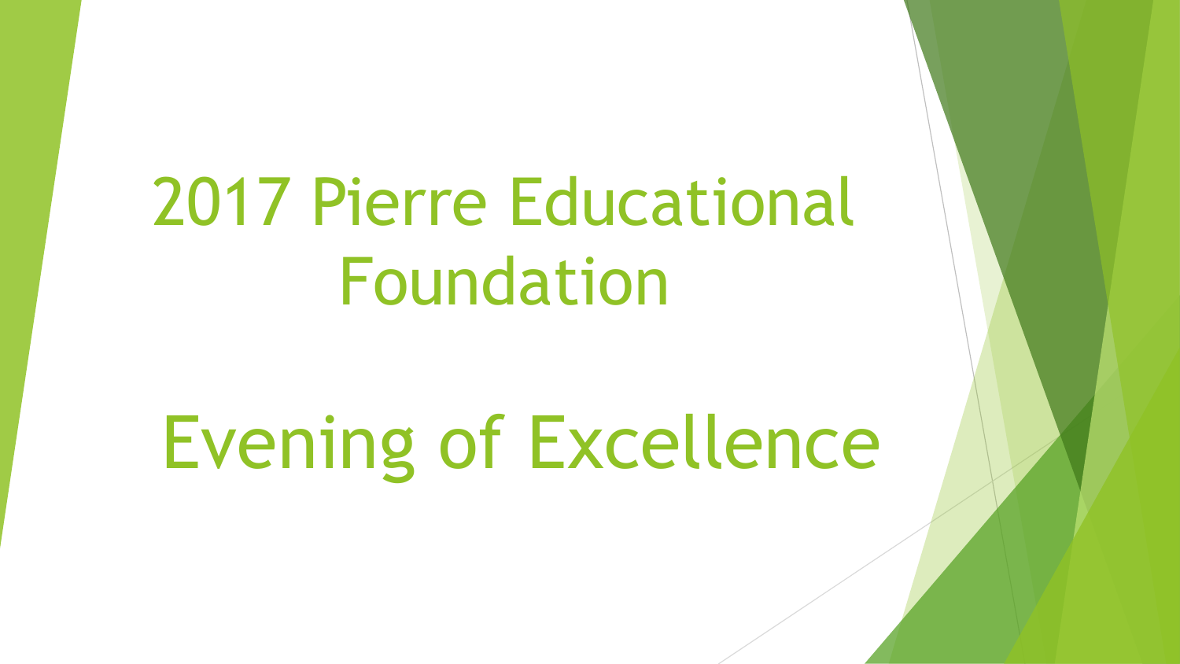# 2017 Pierre Educational Foundation

# Evening of Excellence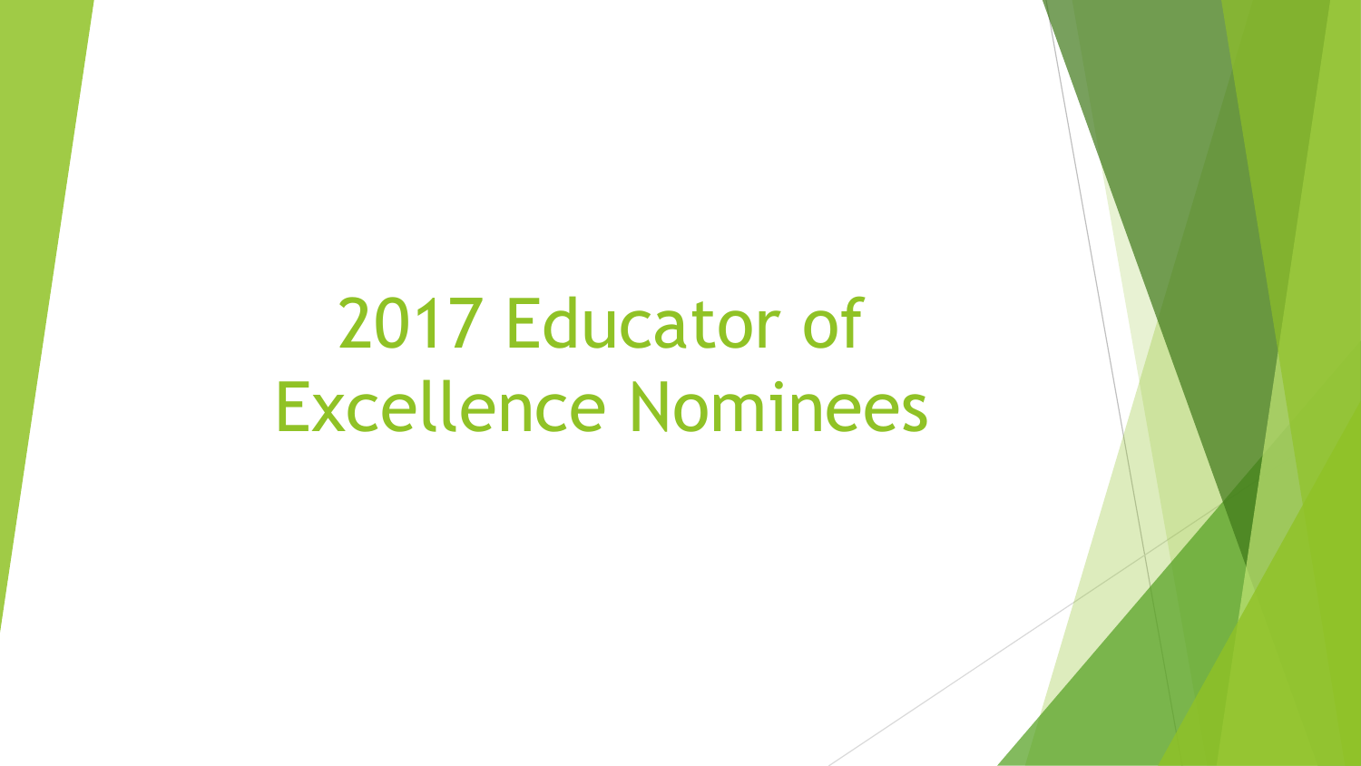# 2017 Educator of Excellence Nominees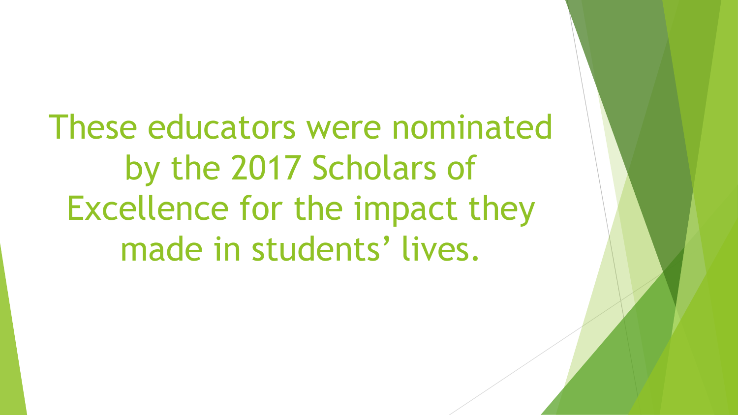These educators were nominated by the 2017 Scholars of Excellence for the impact they made in students' lives.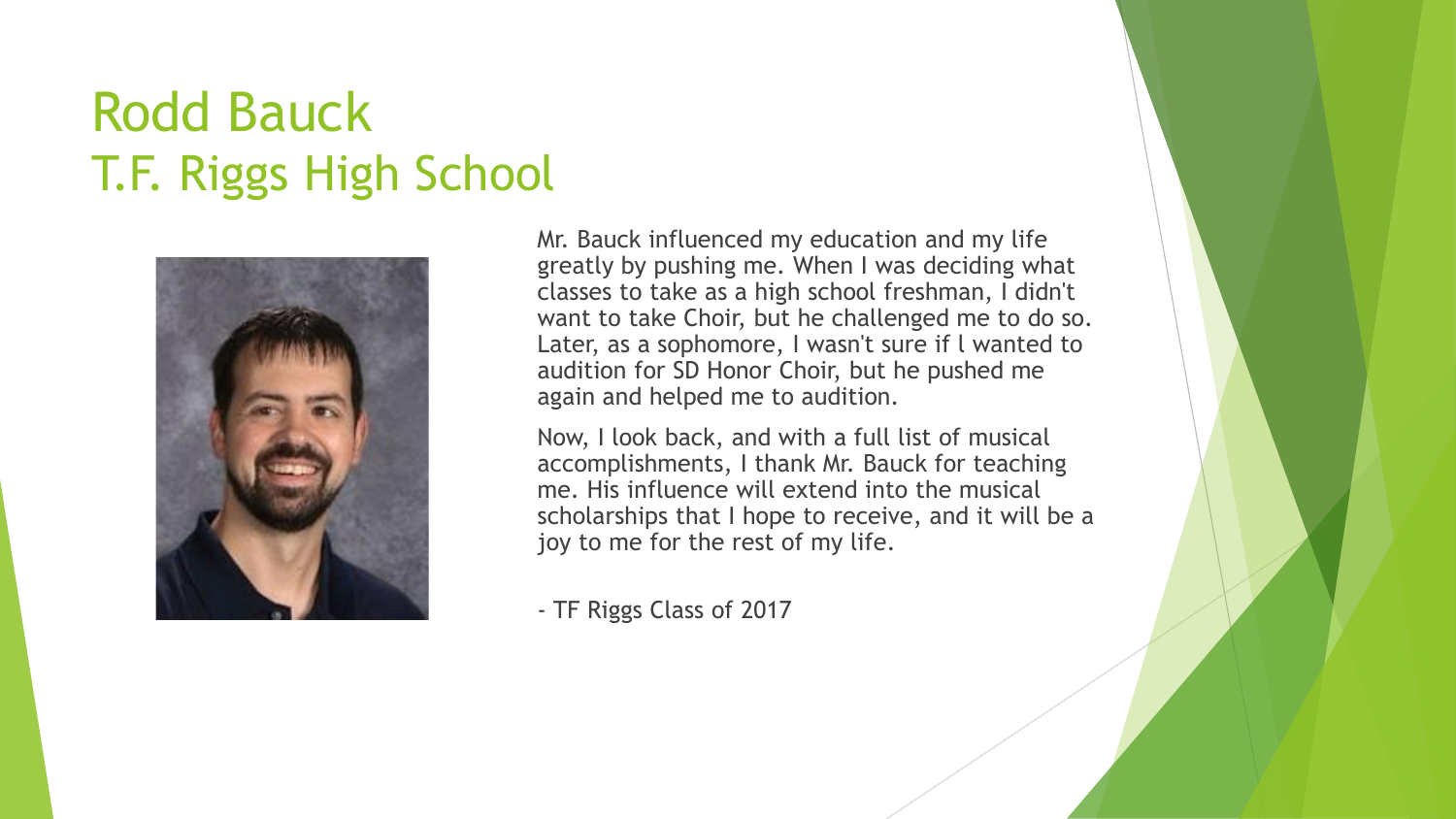# Rodd Bauck
## T.F. Riggs High School

Mr. Bauck influenced my education and my life greatly by pushing me. When I was deciding what classes to take as a high school freshman, I didn't want to take Choir, but he challenged me to do so. Later, as a sophomore, I wasn't sure if I wanted to audition for SD Honor Choir, but he pushed me again and helped me to audition.

Now, I look back, and with a full list of musical accomplishments, I thank Mr. Bauck for teaching me. His influence will extend into the musical scholarships that I hope to receive, and it will be a joy to me for the rest of my life.

- TF Riggs Class of 2017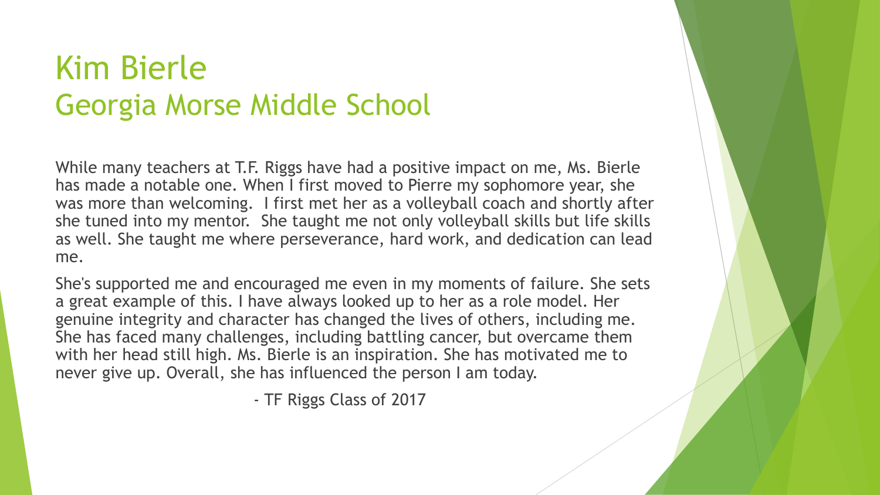# Kim Bierle
## Georgia Morse Middle School

While many teachers at T.F. Riggs have had a positive impact on me, Ms. Bierle has made a notable one. When I first moved to Pierre my sophomore year, she was more than welcoming.  I first met her as a volleyball coach and shortly after she tuned into my mentor.  She taught me not only volleyball skills but life skills as well. She taught me where perseverance, hard work, and dedication can lead me.

She's supported me and encouraged me even in my moments of failure. She sets a great example of this. I have always looked up to her as a role model. Her genuine integrity and character has changed the lives of others, including me. She has faced many challenges, including battling cancer, but overcame them with her head still high. Ms. Bierle is an inspiration. She has motivated me to never give up. Overall, she has influenced the person I am today.

- TF Riggs Class of 2017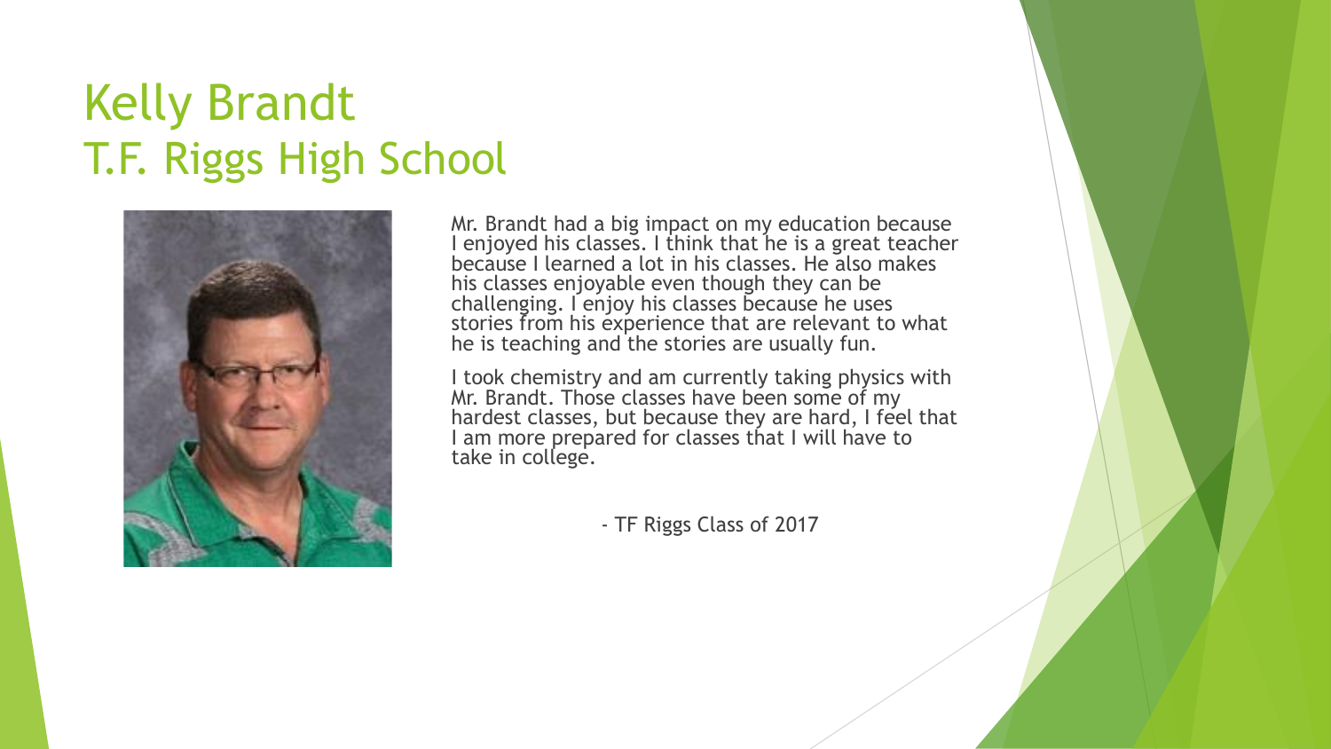# Kelly Brandt
# T.F. Riggs High School

Mr. Brandt had a big impact on my education because I enjoyed his classes. I think that he is a great teacher because I learned a lot in his classes. He also makes his classes enjoyable even though they can be challenging. I enjoy his classes because he uses stories from his experience that are relevant to what he is teaching and the stories are usually fun.

I took chemistry and am currently taking physics with Mr. Brandt. Those classes have been some of my hardest classes, but because they are hard, I feel that I am more prepared for classes that I will have to take in college.

- TF Riggs Class of 2017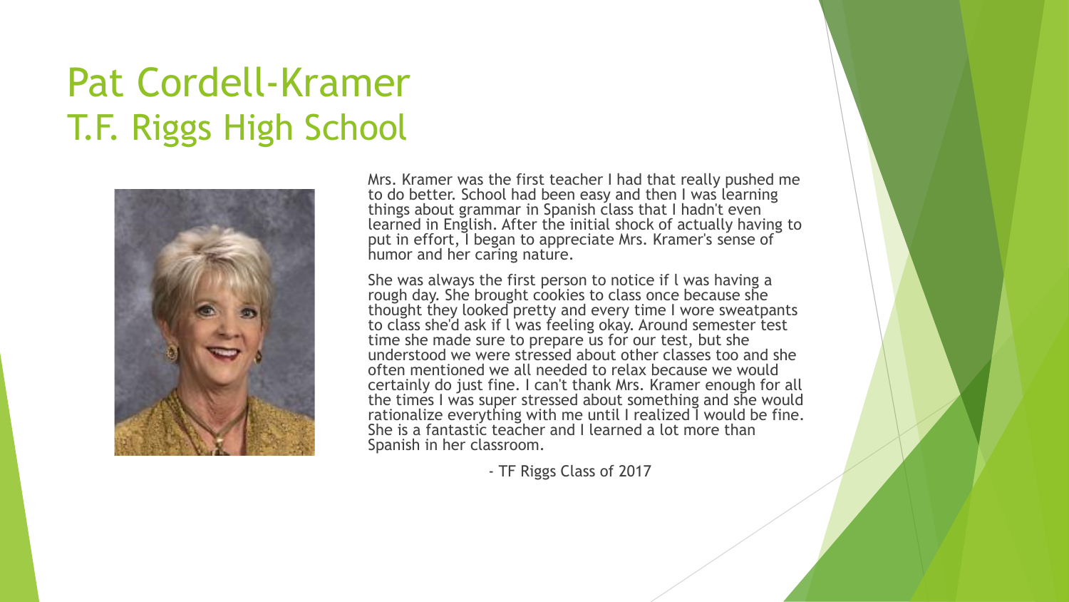# Pat Cordell-Kramer
## T.F. Riggs High School

Mrs. Kramer was the first teacher I had that really pushed me to do better. School had been easy and then I was learning things about grammar in Spanish class that I hadn't even learned in English. After the initial shock of actually having to put in effort, I began to appreciate Mrs. Kramer's sense of humor and her caring nature.

She was always the first person to notice if I was having a rough day. She brought cookies to class once because she thought they looked pretty and every time I wore sweatpants to class she'd ask if I was feeling okay. Around semester test time she made sure to prepare us for our test, but she understood we were stressed about other classes too and she often mentioned we all needed to relax because we would certainly do just fine. I can't thank Mrs. Kramer enough for all the times I was super stressed about something and she would rationalize everything with me until I realized I would be fine. She is a fantastic teacher and I learned a lot more than Spanish in her classroom.

- TF Riggs Class of 2017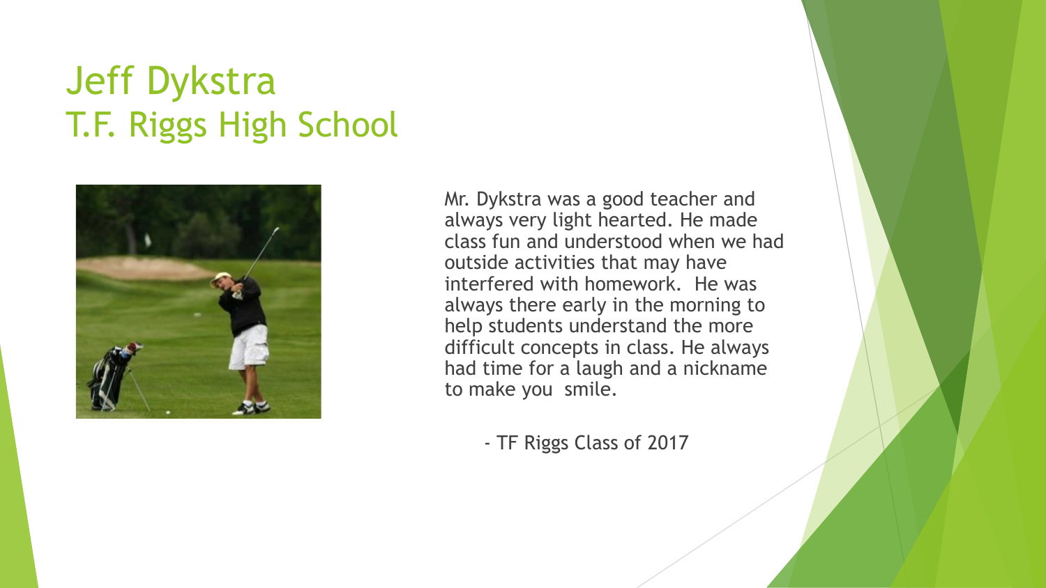# Jeff Dykstra
# T.F. Riggs High School

Mr. Dykstra was a good teacher and always very light hearted. He made class fun and understood when we had outside activities that may have interfered with homework. He was always there early in the morning to help students understand the more difficult concepts in class. He always had time for a laugh and a nickname to make you smile.

- TF Riggs Class of 2017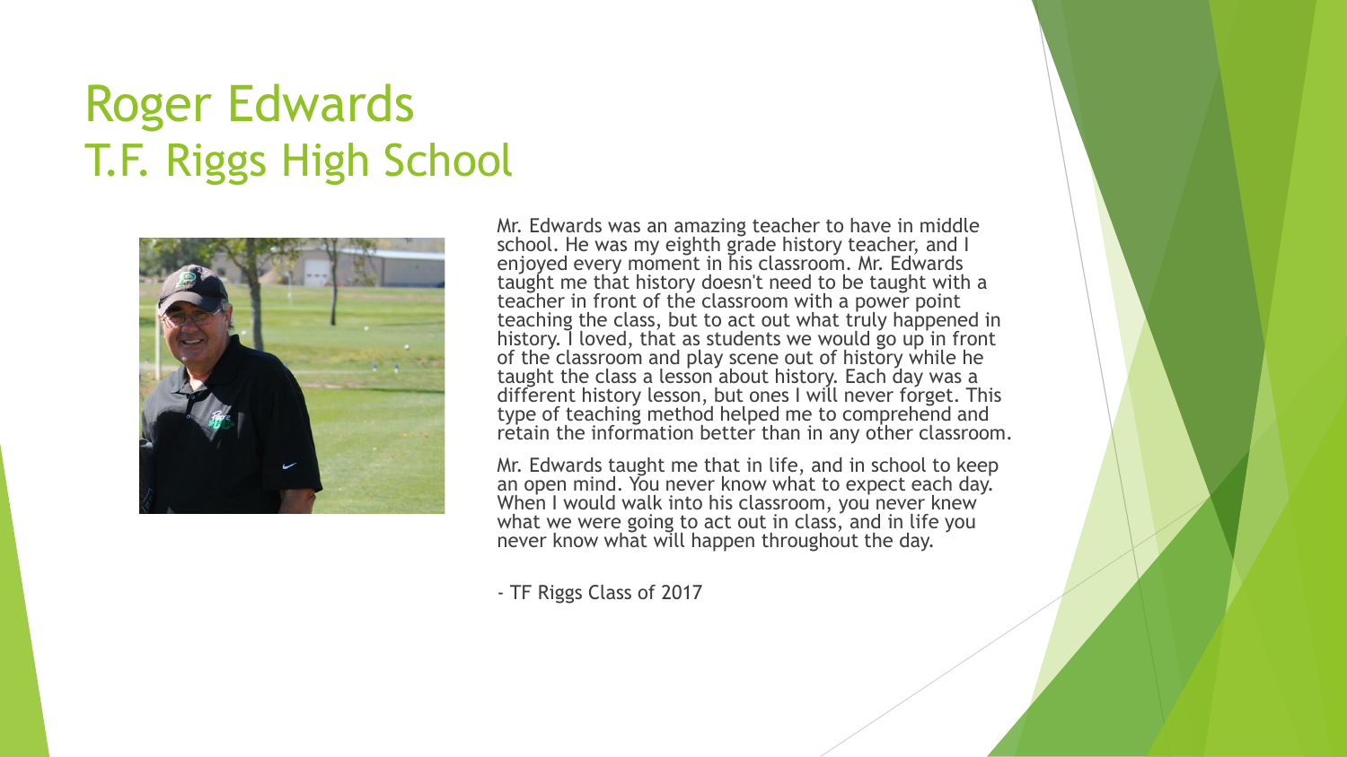# Roger Edwards
## T.F. Riggs High School

Mr. Edwards was an amazing teacher to have in middle school. He was my eighth grade history teacher, and I enjoyed every moment in his classroom. Mr. Edwards taught me that history doesn't need to be taught with a teacher in front of the classroom with a power point teaching the class, but to act out what truly happened in history. I loved, that as students we would go up in front of the classroom and play scene out of history while he taught the class a lesson about history. Each day was a different history lesson, but ones I will never forget. This type of teaching method helped me to comprehend and retain the information better than in any other classroom.

Mr. Edwards taught me that in life, and in school to keep an open mind. You never know what to expect each day. When I would walk into his classroom, you never knew what we were going to act out in class, and in life you never know what will happen throughout the day.

- TF Riggs Class of 2017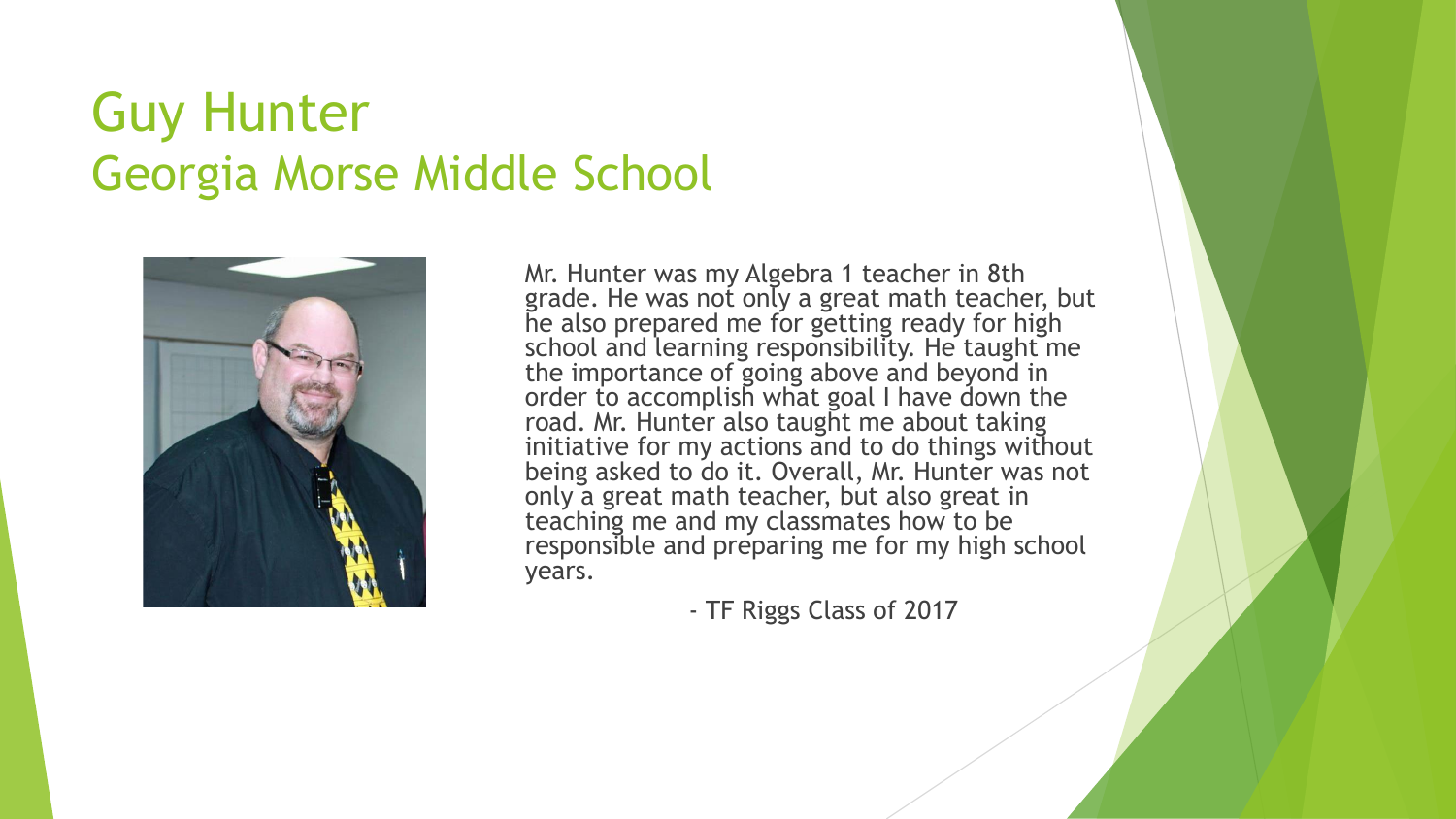# Guy Hunter
## Georgia Morse Middle School

Mr. Hunter was my Algebra 1 teacher in 8th grade. He was not only a great math teacher, but he also prepared me for getting ready for high school and learning responsibility. He taught me the importance of going above and beyond in order to accomplish what goal I have down the road. Mr. Hunter also taught me about taking initiative for my actions and to do things without being asked to do it. Overall, Mr. Hunter was not only a great math teacher, but also great in teaching me and my classmates how to be responsible and preparing me for my high school years.

- TF Riggs Class of 2017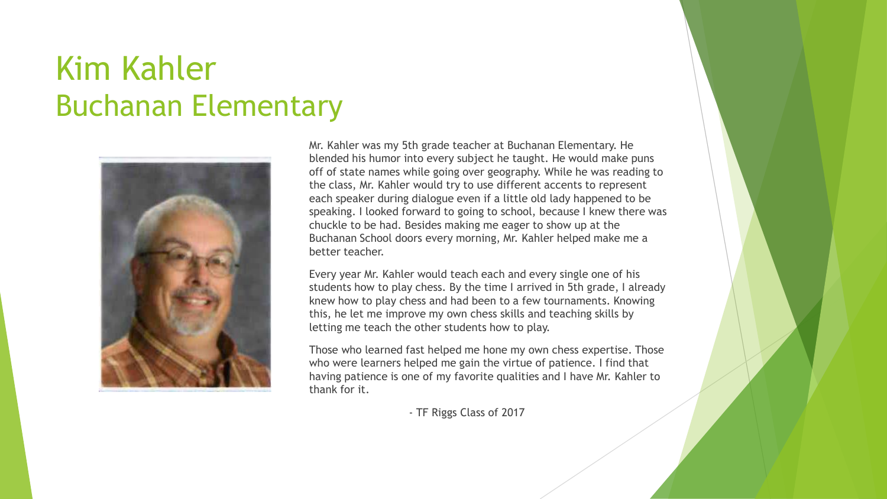# Kim Kahler
## Buchanan Elementary

Mr. Kahler was my 5th grade teacher at Buchanan Elementary. He blended his humor into every subject he taught. He would make puns off of state names while going over geography. While he was reading to the class, Mr. Kahler would try to use different accents to represent each speaker during dialogue even if a little old lady happened to be speaking. I looked forward to going to school, because I knew there was chuckle to be had. Besides making me eager to show up at the Buchanan School doors every morning, Mr. Kahler helped make me a better teacher.

Every year Mr. Kahler would teach each and every single one of his students how to play chess. By the time I arrived in 5th grade, I already knew how to play chess and had been to a few tournaments. Knowing this, he let me improve my own chess skills and teaching skills by letting me teach the other students how to play.

Those who learned fast helped me hone my own chess expertise. Those who were learners helped me gain the virtue of patience. I find that having patience is one of my favorite qualities and I have Mr. Kahler to thank for it.

- TF Riggs Class of 2017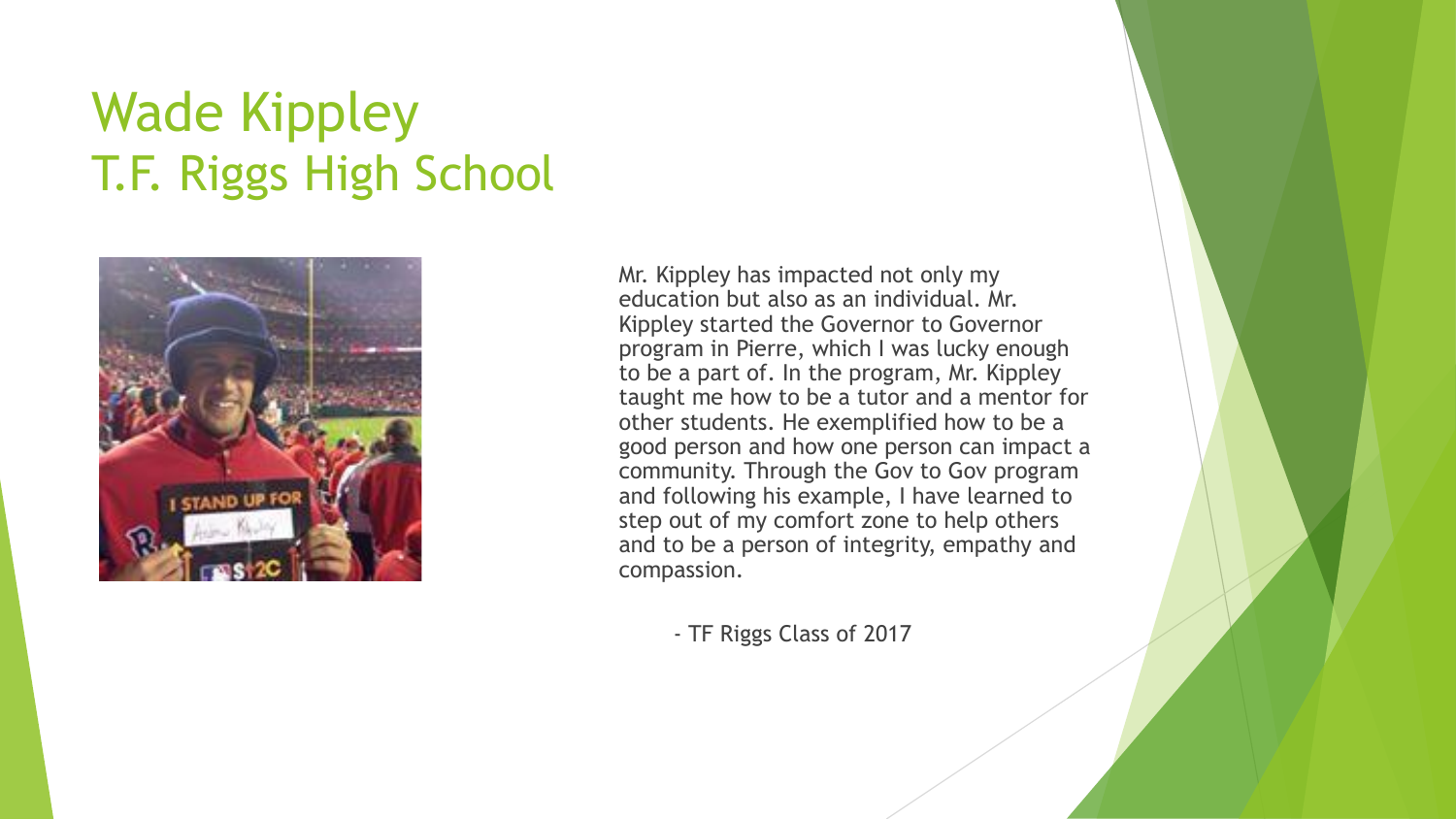# Wade Kippley
## T.F. Riggs High School

Mr. Kippley has impacted not only my education but also as an individual. Mr. Kippley started the Governor to Governor program in Pierre, which I was lucky enough to be a part of. In the program, Mr. Kippley taught me how to be a tutor and a mentor for other students. He exemplified how to be a good person and how one person can impact a community. Through the Gov to Gov program and following his example, I have learned to step out of my comfort zone to help others and to be a person of integrity, empathy and compassion.

- TF Riggs Class of 2017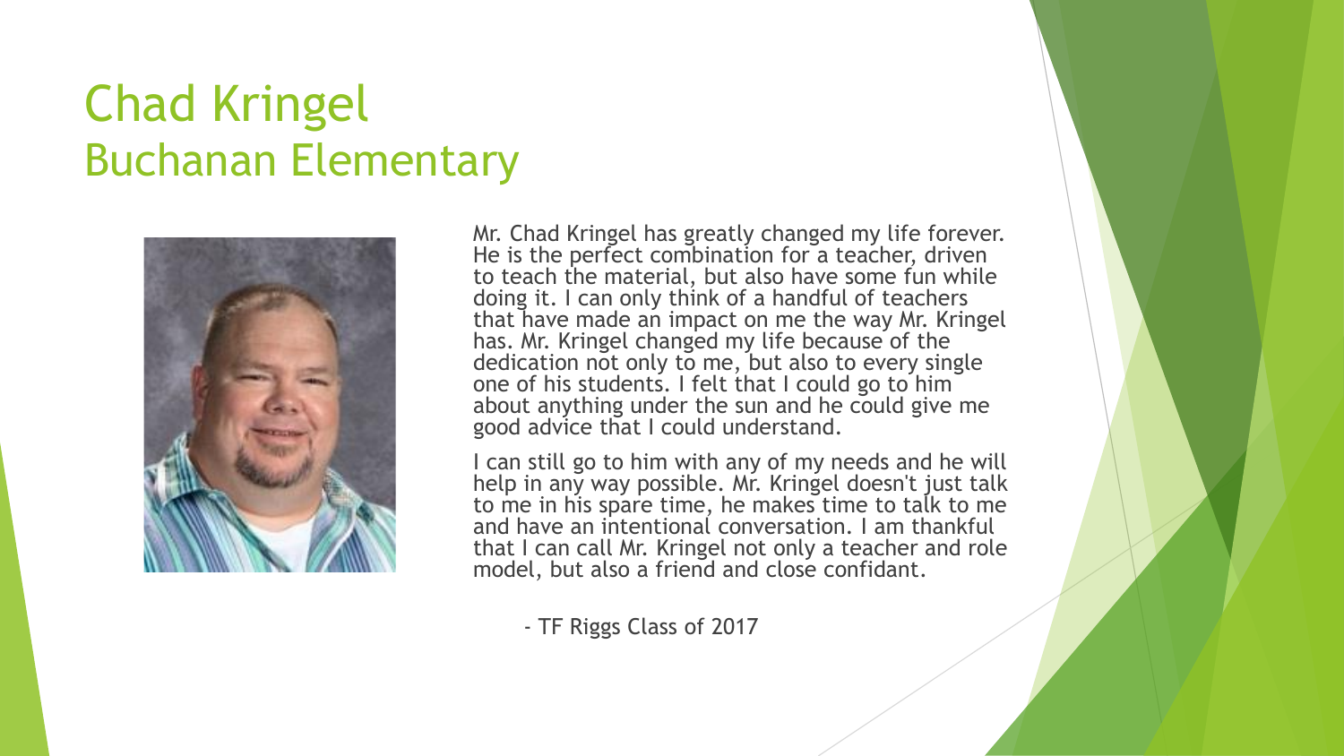# Chad Kringel
## Buchanan Elementary

Mr. Chad Kringel has greatly changed my life forever. He is the perfect combination for a teacher, driven to teach the material, but also have some fun while doing it. I can only think of a handful of teachers that have made an impact on me the way Mr. Kringel has. Mr. Kringel changed my life because of the dedication not only to me, but also to every single one of his students. I felt that I could go to him about anything under the sun and he could give me good advice that I could understand.

I can still go to him with any of my needs and he will help in any way possible. Mr. Kringel doesn't just talk to me in his spare time, he makes time to talk to me and have an intentional conversation. I am thankful that I can call Mr. Kringel not only a teacher and role model, but also a friend and close confidant.

- TF Riggs Class of 2017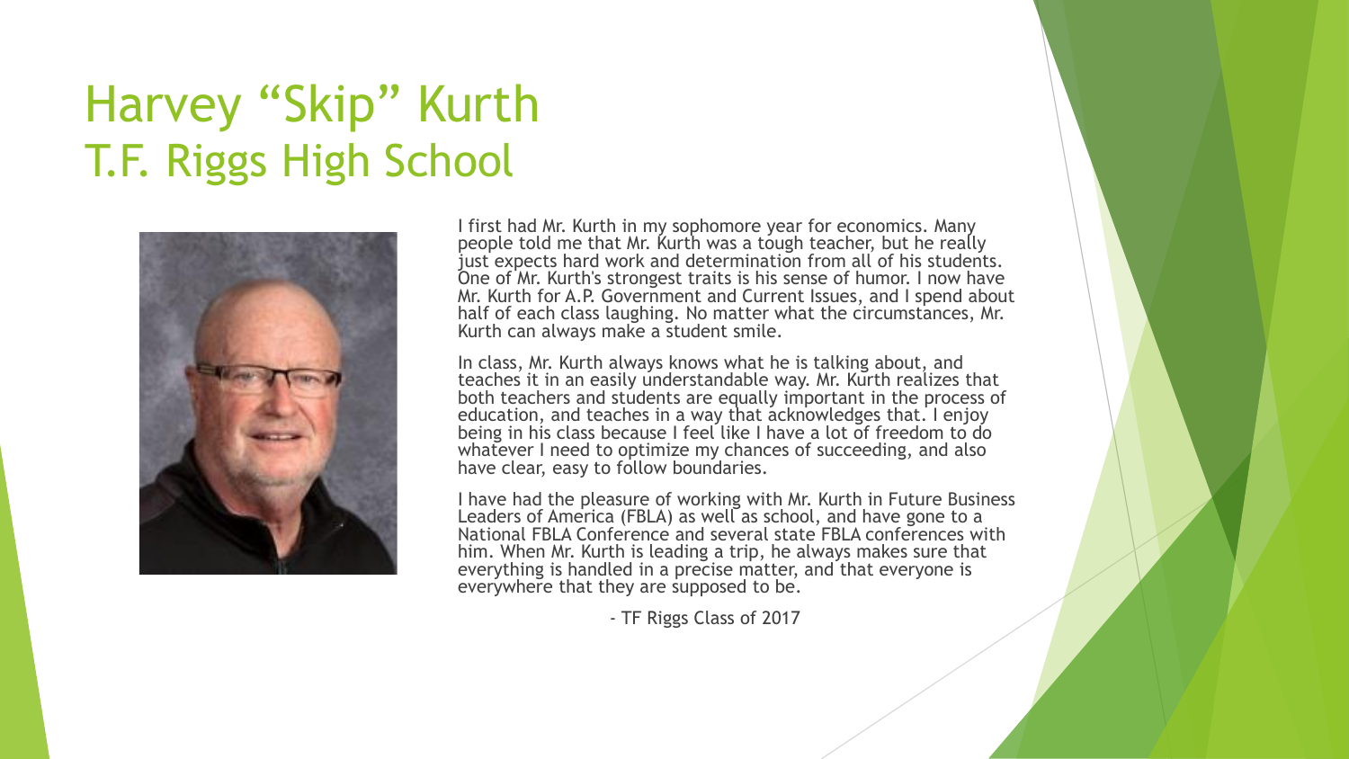# Harvey “Skip” Kurth
## T.F. Riggs High School

I first had Mr. Kurth in my sophomore year for economics. Many people told me that Mr. Kurth was a tough teacher, but he really just expects hard work and determination from all of his students. One of Mr. Kurth's strongest traits is his sense of humor. I now have Mr. Kurth for A.P. Government and Current Issues, and I spend about half of each class laughing. No matter what the circumstances, Mr. Kurth can always make a student smile.

In class, Mr. Kurth always knows what he is talking about, and teaches it in an easily understandable way. Mr. Kurth realizes that both teachers and students are equally important in the process of education, and teaches in a way that acknowledges that. I enjoy being in his class because I feel like I have a lot of freedom to do whatever I need to optimize my chances of succeeding, and also have clear, easy to follow boundaries.

I have had the pleasure of working with Mr. Kurth in Future Business Leaders of America (FBLA) as well as school, and have gone to a National FBLA Conference and several state FBLA conferences with him. When Mr. Kurth is leading a trip, he always makes sure that everything is handled in a precise matter, and that everyone is everywhere that they are supposed to be.

- TF Riggs Class of 2017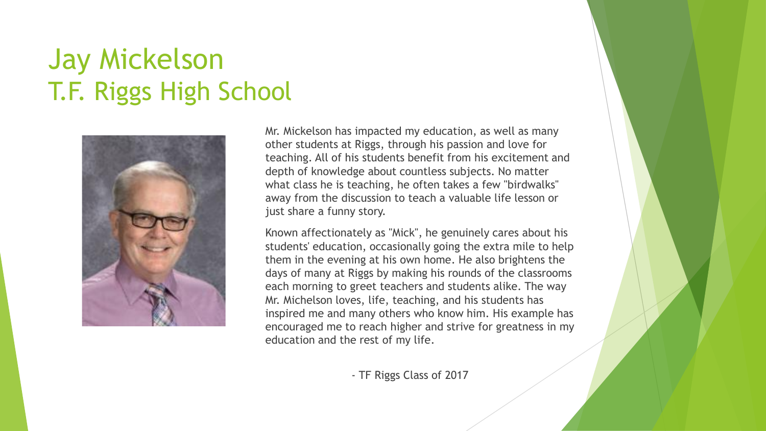# Jay Mickelson
# T.F. Riggs High School

Mr. Mickelson has impacted my education, as well as many other students at Riggs, through his passion and love for teaching. All of his students benefit from his excitement and depth of knowledge about countless subjects. No matter what class he is teaching, he often takes a few "birdwalks" away from the discussion to teach a valuable life lesson or just share a funny story.

Known affectionately as "Mick", he genuinely cares about his students' education, occasionally going the extra mile to help them in the evening at his own home. He also brightens the days of many at Riggs by making his rounds of the classrooms each morning to greet teachers and students alike. The way Mr. Michelson loves, life, teaching, and his students has inspired me and many others who know him. His example has encouraged me to reach higher and strive for greatness in my education and the rest of my life.

\- TF Riggs Class of 2017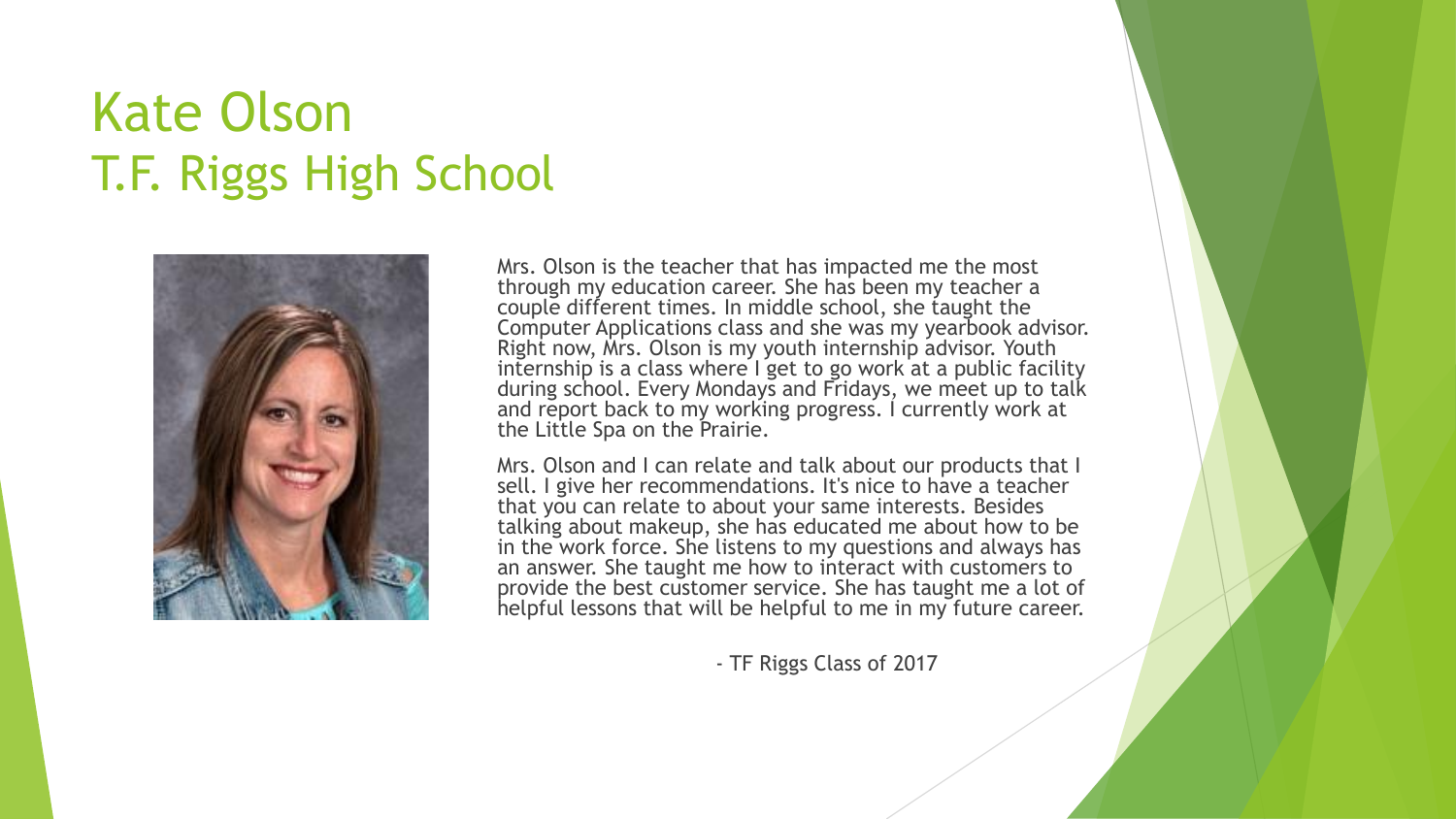# Kate Olson
# T.F. Riggs High School

Mrs. Olson is the teacher that has impacted me the most through my education career. She has been my teacher a couple different times. In middle school, she taught the Computer Applications class and she was my yearbook advisor. Right now, Mrs. Olson is my youth internship advisor. Youth internship is a class where I get to go work at a public facility during school. Every Mondays and Fridays, we meet up to talk and report back to my working progress. I currently work at the Little Spa on the Prairie.

Mrs. Olson and I can relate and talk about our products that I sell. I give her recommendations. It's nice to have a teacher that you can relate to about your same interests. Besides talking about makeup, she has educated me about how to be in the work force. She listens to my questions and always has an answer. She taught me how to interact with customers to provide the best customer service. She has taught me a lot of helpful lessons that will be helpful to me in my future career.

- TF Riggs Class of 2017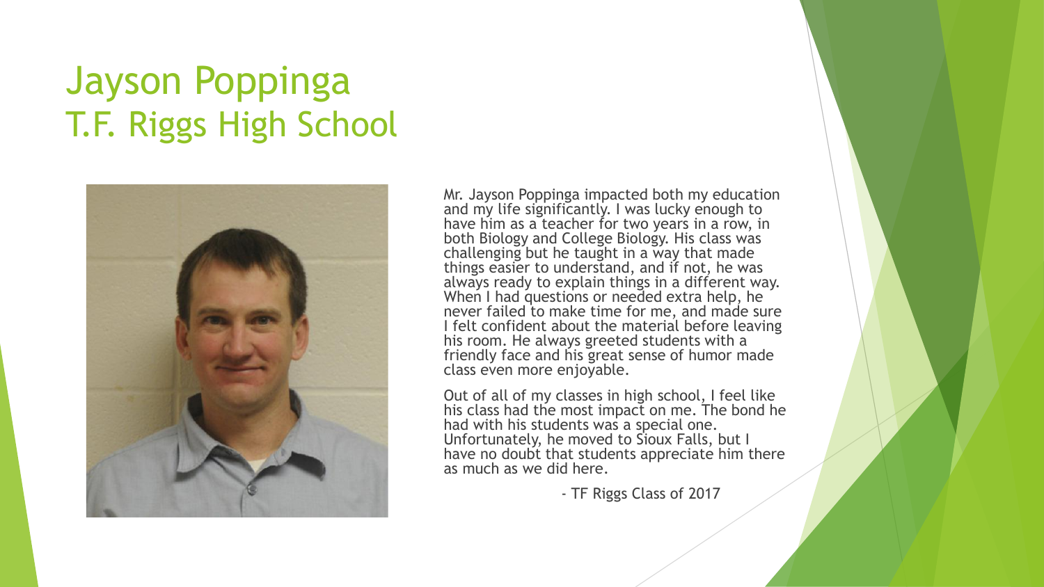# Jayson Poppinga
# T.F. Riggs High School

Mr. Jayson Poppinga impacted both my education and my life significantly. I was lucky enough to have him as a teacher for two years in a row, in both Biology and College Biology. His class was challenging but he taught in a way that made things easier to understand, and if not, he was always ready to explain things in a different way. When I had questions or needed extra help, he never failed to make time for me, and made sure I felt confident about the material before leaving his room. He always greeted students with a friendly face and his great sense of humor made class even more enjoyable.

Out of all of my classes in high school, I feel like his class had the most impact on me. The bond he had with his students was a special one. Unfortunately, he moved to Sioux Falls, but I have no doubt that students appreciate him there as much as we did here.

- TF Riggs Class of 2017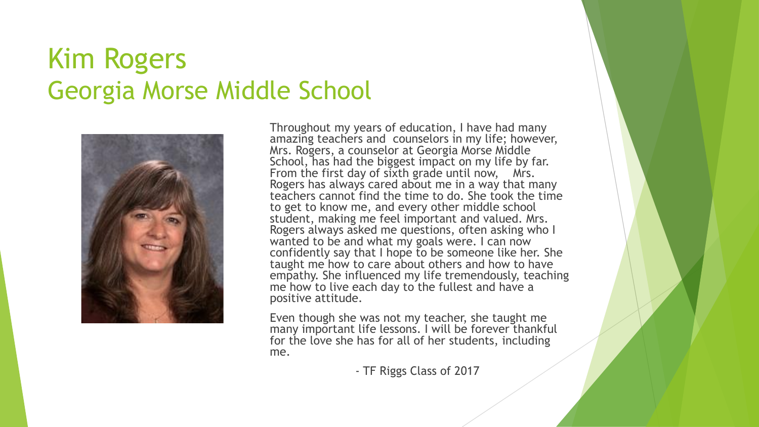# Kim Rogers
## Georgia Morse Middle School

Throughout my years of education, I have had many amazing teachers and counselors in my life; however, Mrs. Rogers, a counselor at Georgia Morse Middle School, has had the biggest impact on my life by far. From the first day of sixth grade until now, Mrs. Rogers has always cared about me in a way that many teachers cannot find the time to do. She took the time to get to know me, and every other middle school student, making me feel important and valued. Mrs. Rogers always asked me questions, often asking who I wanted to be and what my goals were. I can now confidently say that I hope to be someone like her. She taught me how to care about others and how to have empathy. She influenced my life tremendously, teaching me how to live each day to the fullest and have a positive attitude.

Even though she was not my teacher, she taught me many important life lessons. I will be forever thankful for the love she has for all of her students, including me.

- TF Riggs Class of 2017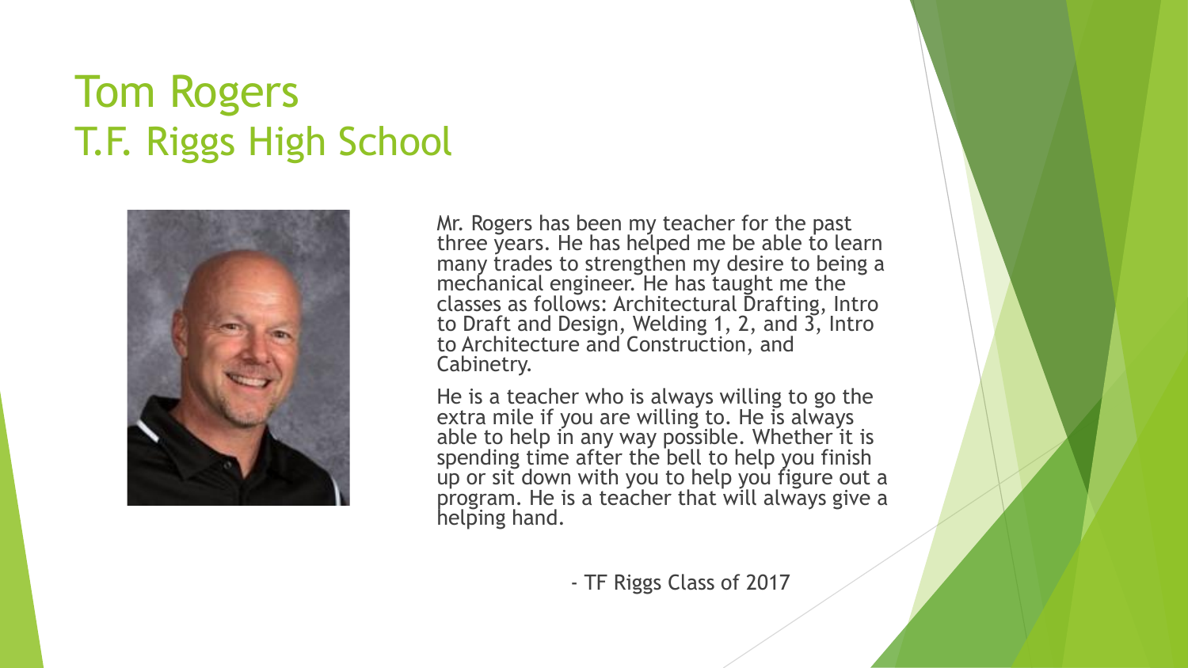# Tom Rogers
## T.F. Riggs High School

Mr. Rogers has been my teacher for the past three years. He has helped me be able to learn many trades to strengthen my desire to being a mechanical engineer. He has taught me the classes as follows: Architectural Drafting, Intro to Draft and Design, Welding 1, 2, and 3, Intro to Architecture and Construction, and Cabinetry.

He is a teacher who is always willing to go the extra mile if you are willing to. He is always able to help in any way possible. Whether it is spending time after the bell to help you finish up or sit down with you to help you figure out a program. He is a teacher that will always give a helping hand.

- TF Riggs Class of 2017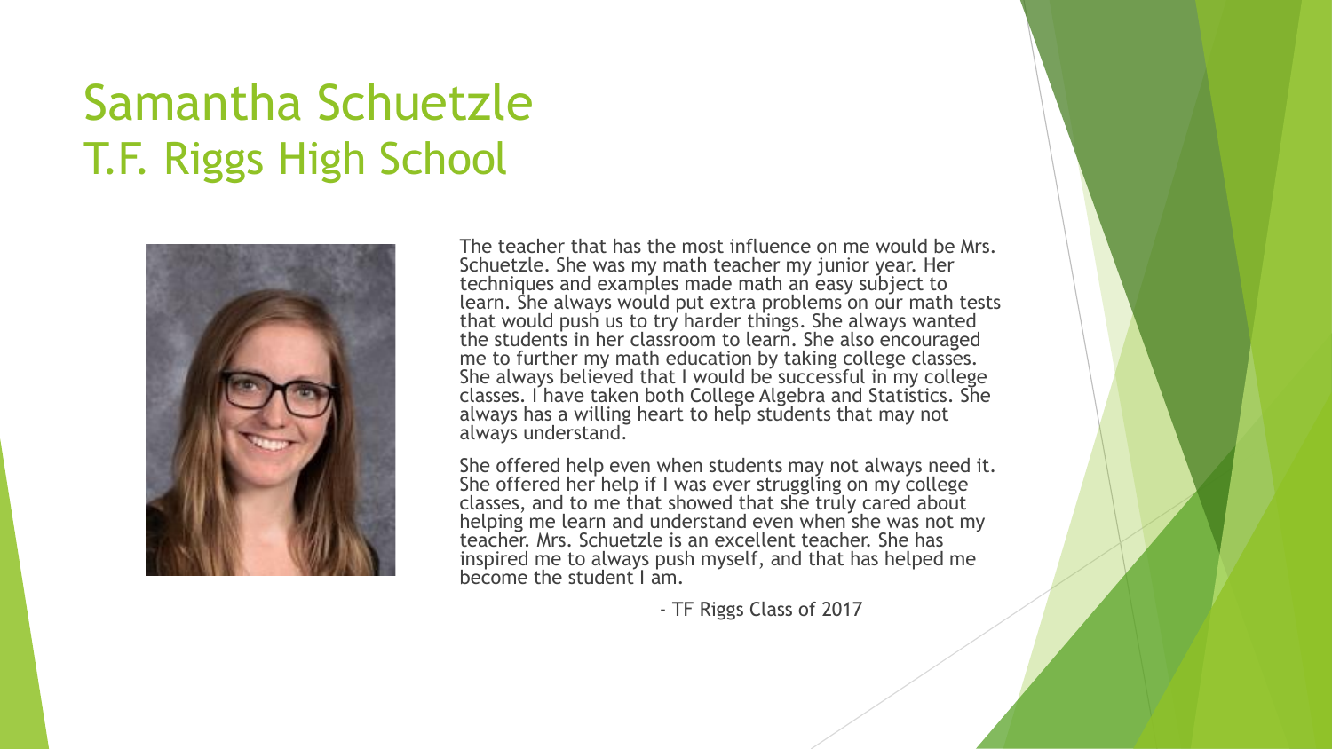# Samantha Schuetzle
## T.F. Riggs High School

The teacher that has the most influence on me would be Mrs. Schuetzle. She was my math teacher my junior year. Her techniques and examples made math an easy subject to learn. She always would put extra problems on our math tests that would push us to try harder things. She always wanted the students in her classroom to learn. She also encouraged me to further my math education by taking college classes. She always believed that I would be successful in my college classes. I have taken both College Algebra and Statistics. She always has a willing heart to help students that may not always understand.

She offered help even when students may not always need it. She offered her help if I was ever struggling on my college classes, and to me that showed that she truly cared about helping me learn and understand even when she was not my teacher. Mrs. Schuetzle is an excellent teacher. She has inspired me to always push myself, and that has helped me become the student I am.

- TF Riggs Class of 2017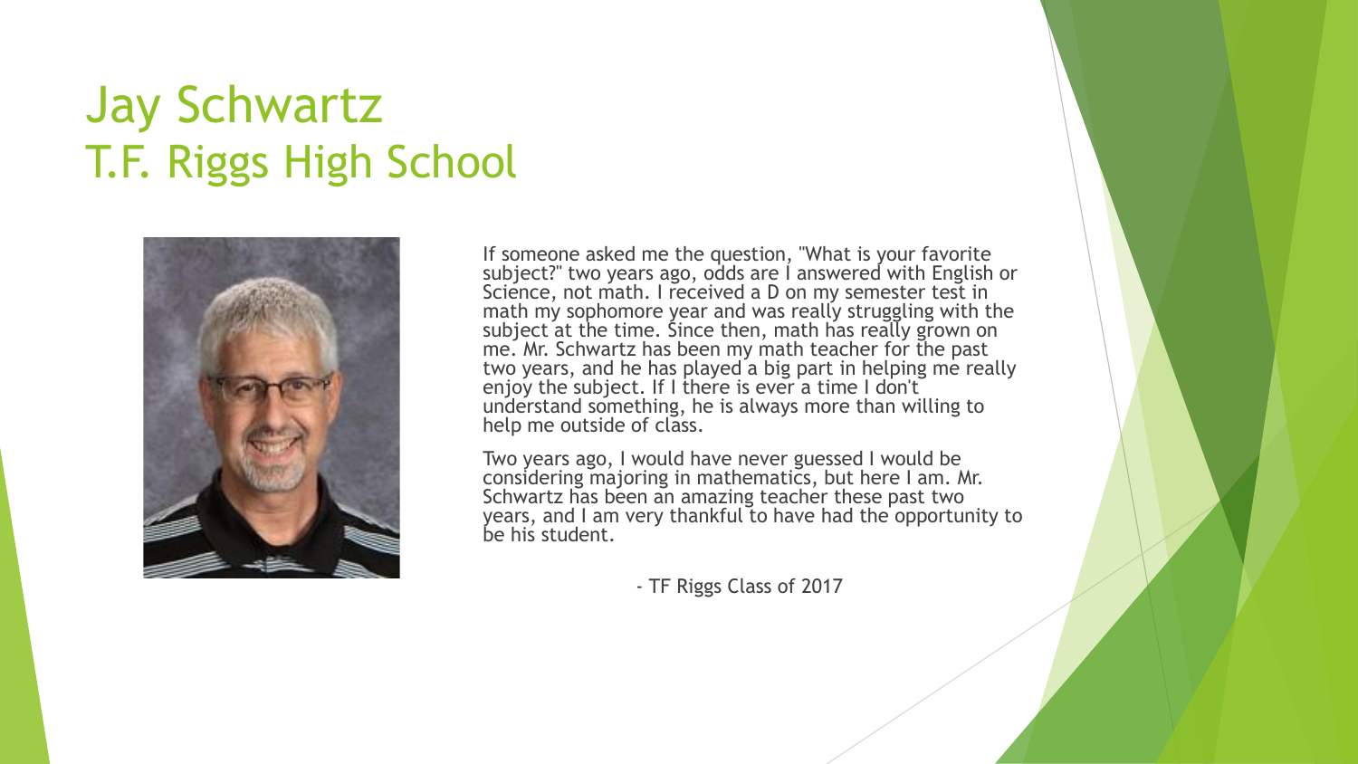# Jay Schwartz
# T.F. Riggs High School

If someone asked me the question, "What is your favorite subject?" two years ago, odds are I answered with English or Science, not math. I received a D on my semester test in math my sophomore year and was really struggling with the subject at the time. Since then, math has really grown on me. Mr. Schwartz has been my math teacher for the past two years, and he has played a big part in helping me really enjoy the subject. If I there is ever a time I don't understand something, he is always more than willing to help me outside of class.

Two years ago, I would have never guessed I would be considering majoring in mathematics, but here I am. Mr. Schwartz has been an amazing teacher these past two years, and I am very thankful to have had the opportunity to be his student.

- TF Riggs Class of 2017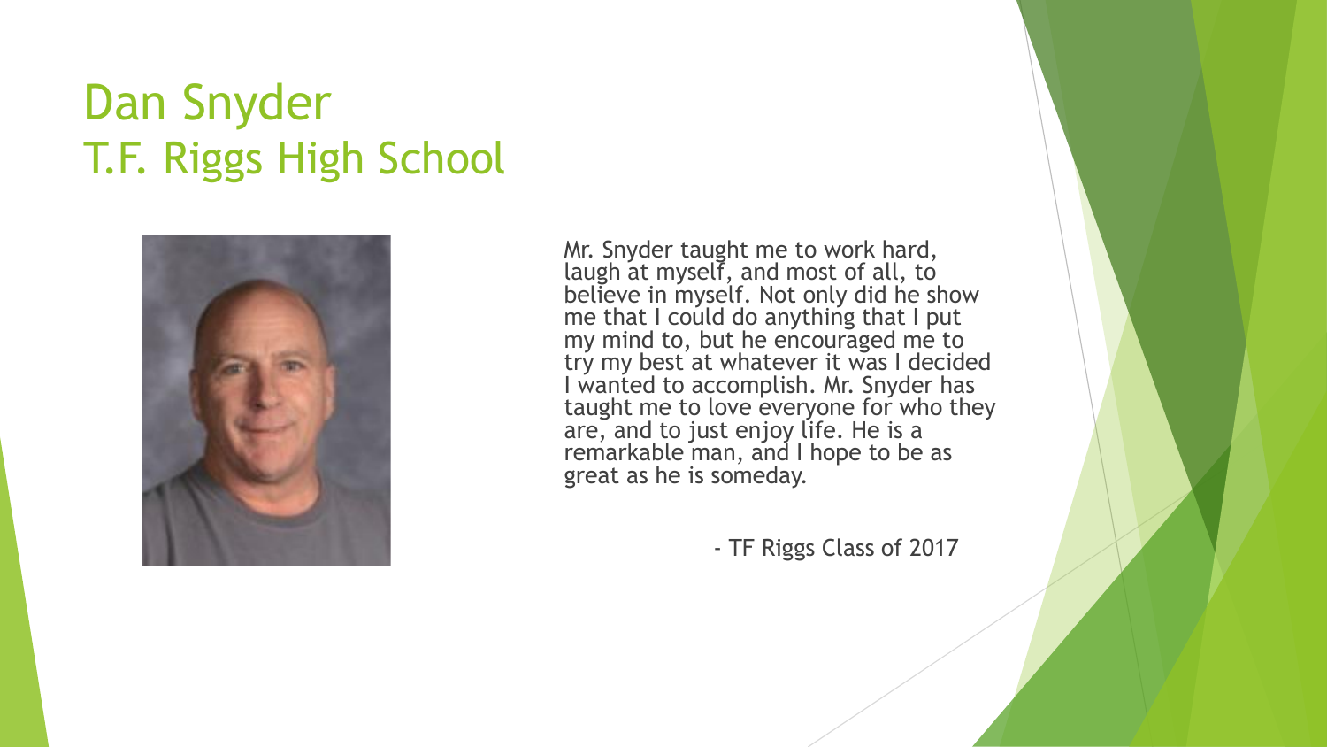# Dan Snyder
## T.F. Riggs High School

Mr. Snyder taught me to work hard, laugh at myself, and most of all, to believe in myself. Not only did he show me that I could do anything that I put my mind to, but he encouraged me to try my best at whatever it was I decided I wanted to accomplish. Mr. Snyder has taught me to love everyone for who they are, and to just enjoy life. He is a remarkable man, and I hope to be as great as he is someday.

- TF Riggs Class of 2017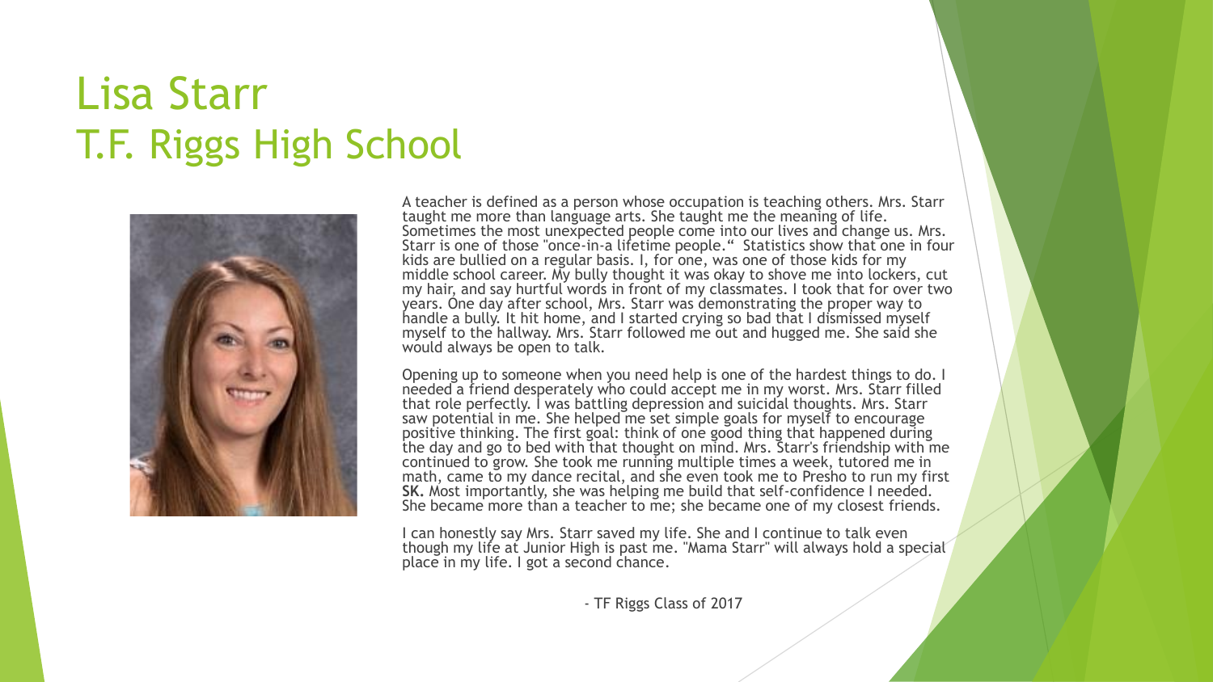# Lisa Starr
# T.F. Riggs High School

A teacher is defined as a person whose occupation is teaching others. Mrs. Starr taught me more than language arts. She taught me the meaning of life. Sometimes the most unexpected people come into our lives and change us. Mrs. Starr is one of those "once-in-a lifetime people." Statistics show that one in four kids are bullied on a regular basis. I, for one, was one of those kids for my middle school career. My bully thought it was okay to shove me into lockers, cut my hair, and say hurtful words in front of my classmates. I took that for over two years. One day after school, Mrs. Starr was demonstrating the proper way to handle a bully. It hit home, and I started crying so bad that I dismissed myself myself to the hallway. Mrs. Starr followed me out and hugged me. She said she would always be open to talk.

Opening up to someone when you need help is one of the hardest things to do. I needed a friend desperately who could accept me in my worst. Mrs. Starr filled that role perfectly. I was battling depression and suicidal thoughts. Mrs. Starr saw potential in me. She helped me set simple goals for myself to encourage positive thinking. The first goal: think of one good thing that happened during the day and go to bed with that thought on mind. Mrs. Starr's friendship with me continued to grow. She took me running multiple times a week, tutored me in math, came to my dance recital, and she even took me to Presho to run my first **SK.** Most importantly, she was helping me build that self-confidence I needed. She became more than a teacher to me; she became one of my closest friends.

I can honestly say Mrs. Starr saved my life. She and I continue to talk even though my life at Junior High is past me. "Mama Starr" will always hold a special place in my life. I got a second chance.

- TF Riggs Class of 2017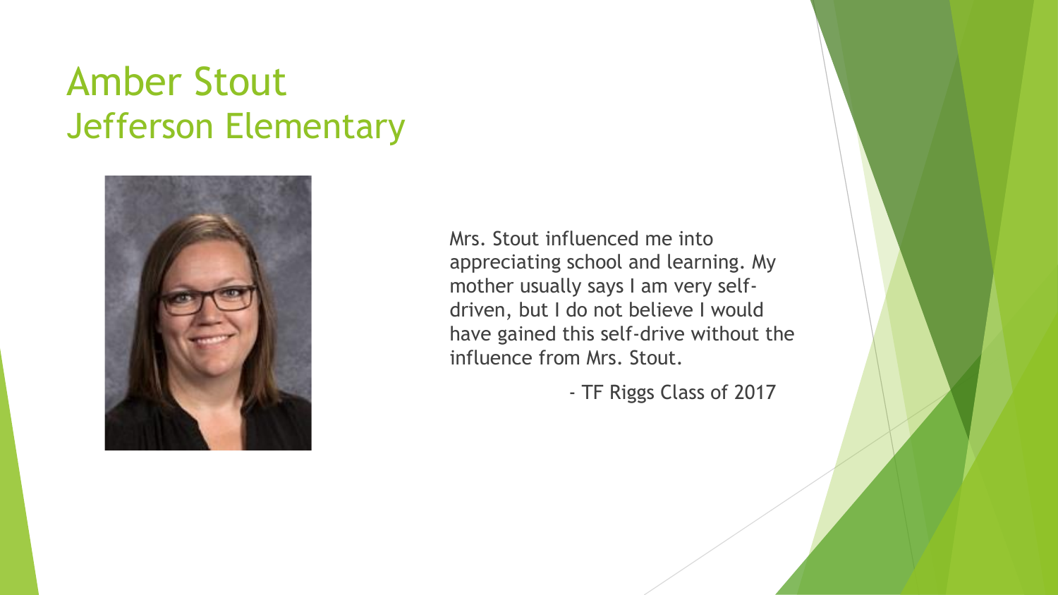# Amber Stout
## Jefferson Elementary

Mrs. Stout influenced me into appreciating school and learning. My mother usually says I am very self-driven, but I do not believe I would have gained this self-drive without the influence from Mrs. Stout.

- TF Riggs Class of 2017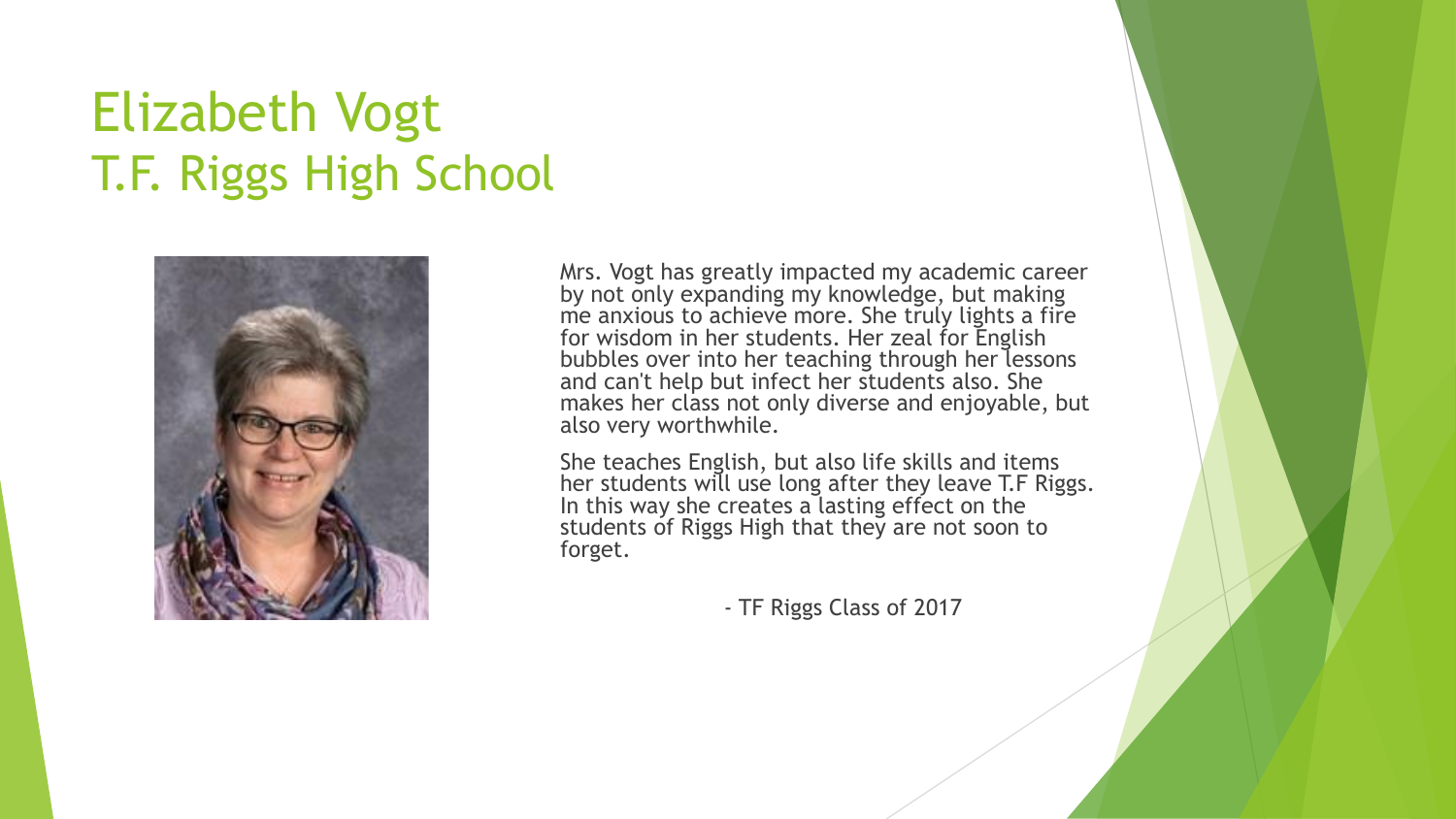# Elizabeth Vogt
## T.F. Riggs High School

Mrs. Vogt has greatly impacted my academic career by not only expanding my knowledge, but making me anxious to achieve more. She truly lights a fire for wisdom in her students. Her zeal for English bubbles over into her teaching through her lessons and can't help but infect her students also. She makes her class not only diverse and enjoyable, but also very worthwhile.

She teaches English, but also life skills and items her students will use long after they leave T.F Riggs. In this way she creates a lasting effect on the students of Riggs High that they are not soon to forget.

- TF Riggs Class of 2017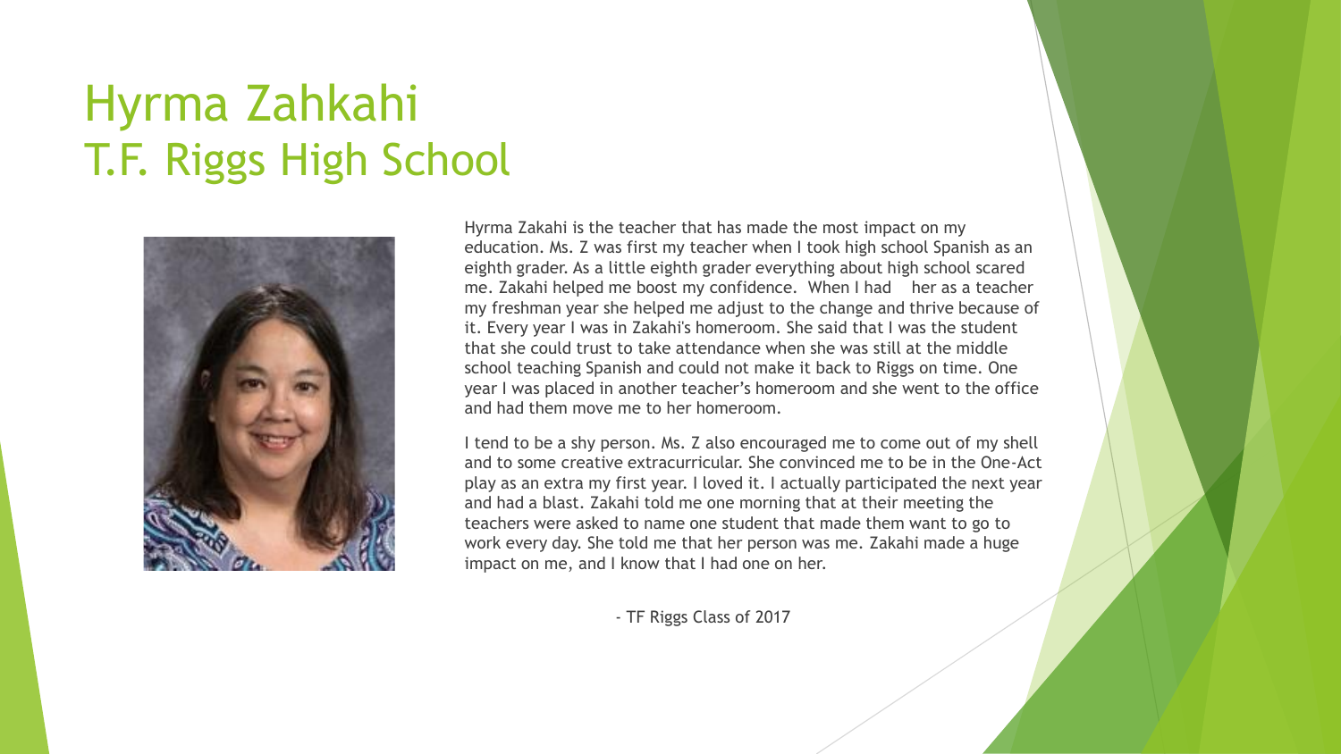# Hyrma Zahkahi
## T.F. Riggs High School

Hyrma Zakahi is the teacher that has made the most impact on my education. Ms. Z was first my teacher when I took high school Spanish as an eighth grader. As a little eighth grader everything about high school scared me. Zakahi helped me boost my confidence. When I had her as a teacher my freshman year she helped me adjust to the change and thrive because of it. Every year I was in Zakahi's homeroom. She said that I was the student that she could trust to take attendance when she was still at the middle school teaching Spanish and could not make it back to Riggs on time. One year I was placed in another teacher's homeroom and she went to the office and had them move me to her homeroom.

I tend to be a shy person. Ms. Z also encouraged me to come out of my shell and to some creative extracurricular. She convinced me to be in the One-Act play as an extra my first year. I loved it. I actually participated the next year and had a blast. Zakahi told me one morning that at their meeting the teachers were asked to name one student that made them want to go to work every day. She told me that her person was me. Zakahi made a huge impact on me, and I know that I had one on her.

- TF Riggs Class of 2017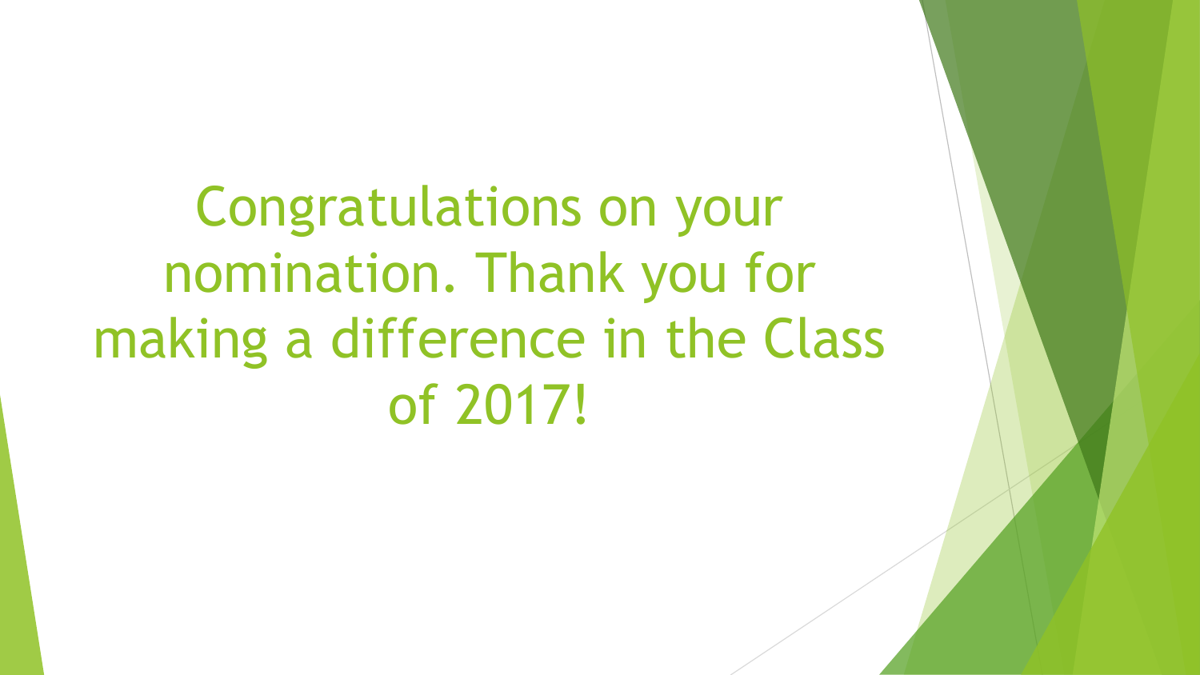Congratulations on your nomination. Thank you for making a difference in the Class of 2017!